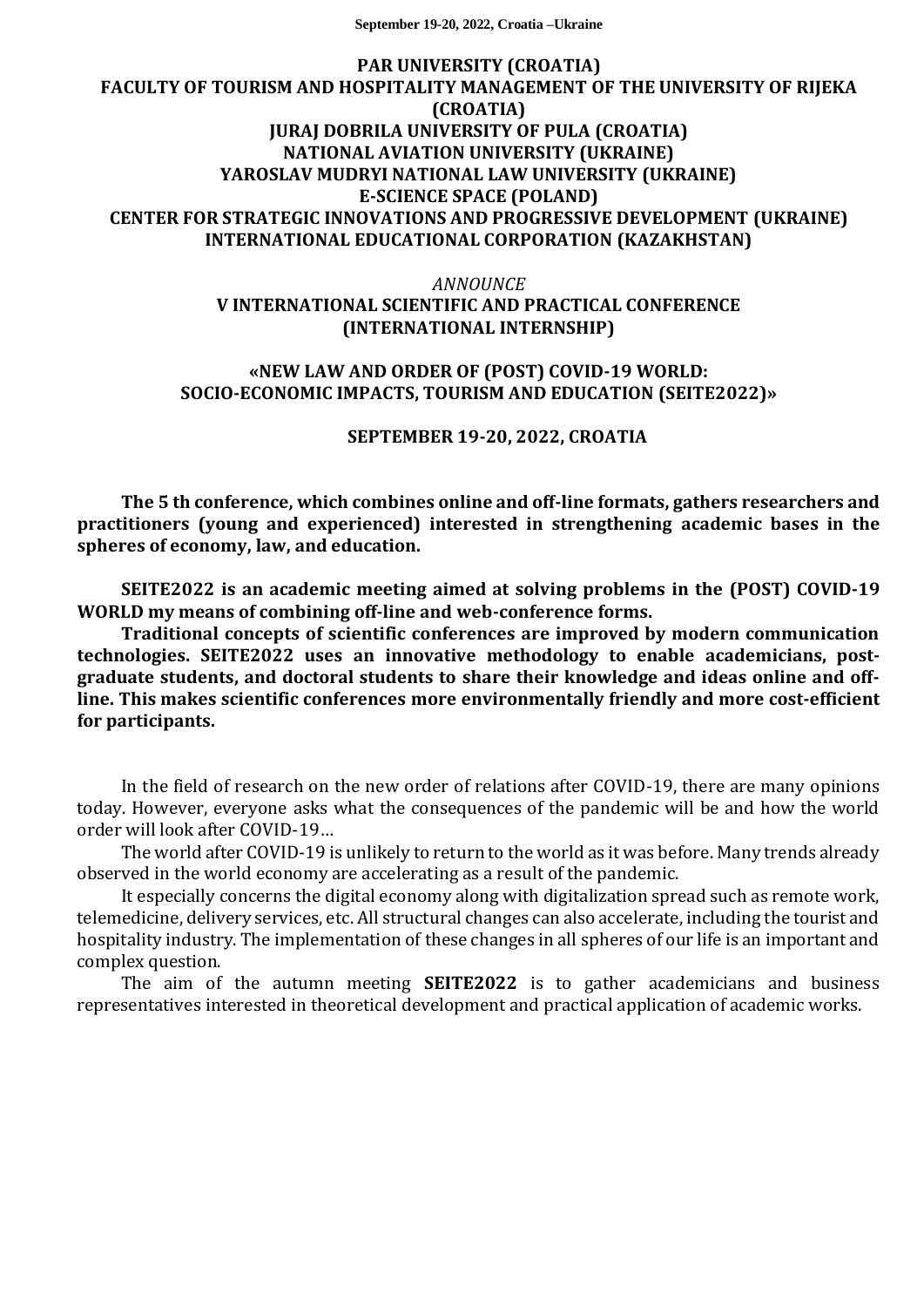**PAR UNIVERSITY (CROATIA)**
**FACULTY OF TOURISM AND HOSPITALITY MANAGEMENT OF THE UNIVERSITY OF RIJEKA (CROATIA)**
**JURAJ DOBRILA UNIVERSITY OF PULA (CROATIA)**
**NATIONAL AVIATION UNIVERSITY (UKRAINE)**
**YAROSLAV MUDRYI NATIONAL LAW UNIVERSITY (UKRAINE)**
**E-SCIENCE SPACE (POLAND)**
**CENTER FOR STRATEGIC INNOVATIONS AND PROGRESSIVE DEVELOPMENT (UKRAINE)**
**INTERNATIONAL EDUCATIONAL CORPORATION (KAZAKHSTAN)**

*ANNOUNCE*

# V INTERNATIONAL SCIENTIFIC AND PRACTICAL CONFERENCE (INTERNATIONAL INTERNSHIP)

## «NEW LAW AND ORDER OF (POST) COVID-19 WORLD: SOCIO-ECONOMIC IMPACTS, TOURISM AND EDUCATION (SEITE2022)»

**SEPTEMBER 19-20, 2022, CROATIA**

**The 5 th conference, which combines online and off-line formats, gathers researchers and practitioners (young and experienced) interested in strengthening academic bases in the spheres of economy, law, and education.**

**SEITE2022 is an academic meeting aimed at solving problems in the (POST) COVID-19 WORLD my means of combining off-line and web-conference forms.**

**Traditional concepts of scientific conferences are improved by modern communication technologies. SEITE2022 uses an innovative methodology to enable academicians, post-graduate students, and doctoral students to share their knowledge and ideas online and off-line. This makes scientific conferences more environmentally friendly and more cost-efficient for participants.**

In the field of research on the new order of relations after COVID-19, there are many opinions today. However, everyone asks what the consequences of the pandemic will be and how the world order will look after COVID-19…

The world after COVID-19 is unlikely to return to the world as it was before. Many trends already observed in the world economy are accelerating as a result of the pandemic.

It especially concerns the digital economy along with digitalization spread such as remote work, telemedicine, delivery services, etc. All structural changes can also accelerate, including the tourist and hospitality industry. The implementation of these changes in all spheres of our life is an important and complex question.

The aim of the autumn meeting **SEITE2022** is to gather academicians and business representatives interested in theoretical development and practical application of academic works.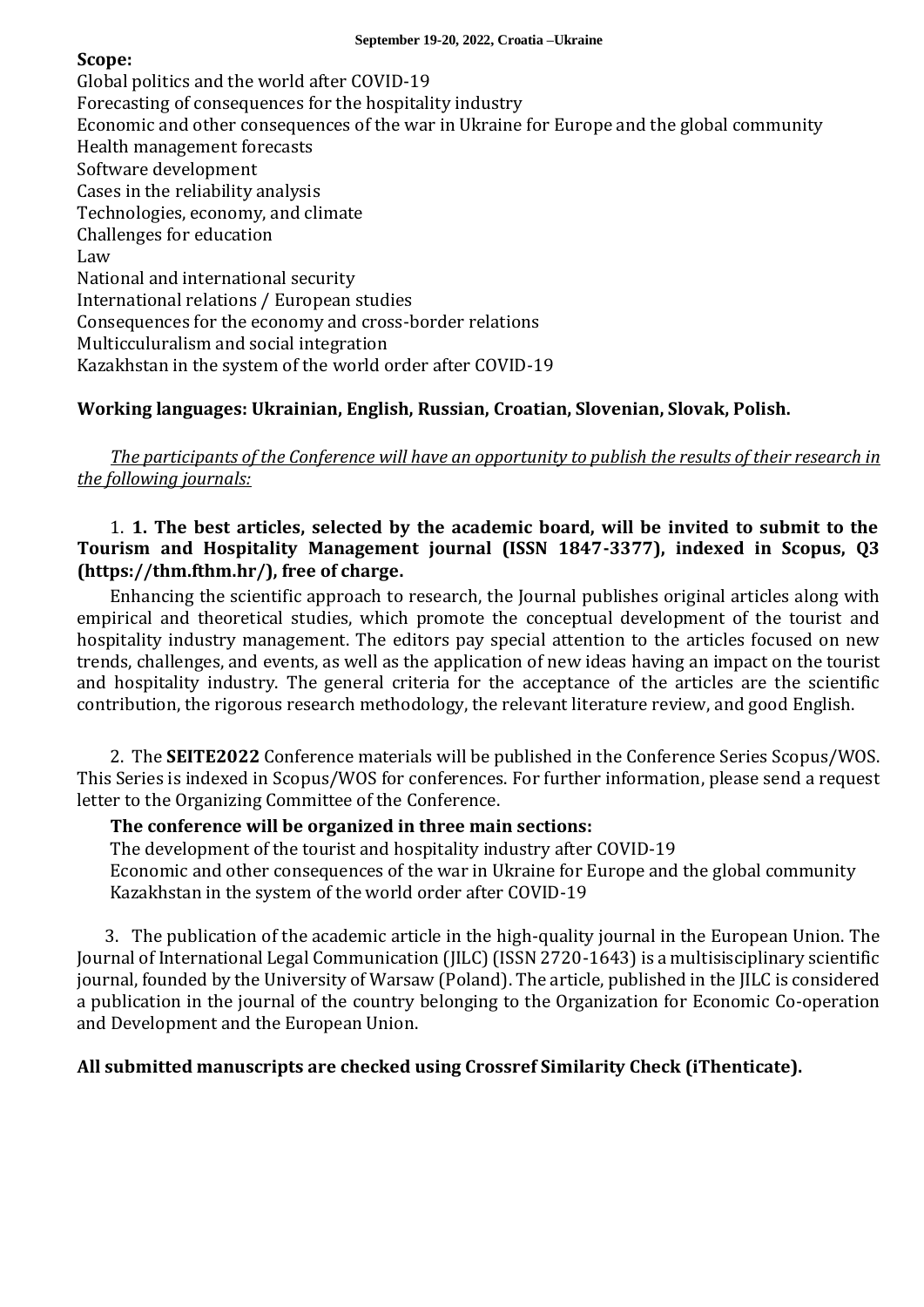**Scope:**

Global politics and the world after COVID-19
Forecasting of consequences for the hospitality industry
Economic and other consequences of the war in Ukraine for Europe and the global community
Health management forecasts
Software development
Cases in the reliability analysis
Technologies, economy, and climate
Challenges for education
Law
National and international security
International relations / European studies
Consequences for the economy and cross-border relations
Multicculuralism and social integration
Kazakhstan in the system of the world order after COVID-19

**Working languages: Ukrainian, English, Russian, Croatian, Slovenian, Slovak, Polish.**

*The participants of the Conference will have an opportunity to publish the results of their research in the following journals:*

1. **1. The best articles, selected by the academic board, will be invited to submit to the Tourism and Hospitality Management journal (ISSN 1847-3377), indexed in Scopus, Q3 (https://thm.fthm.hr/), free of charge.**

Enhancing the scientific approach to research, the Journal publishes original articles along with empirical and theoretical studies, which promote the conceptual development of the tourist and hospitality industry management. The editors pay special attention to the articles focused on new trends, challenges, and events, as well as the application of new ideas having an impact on the tourist and hospitality industry. The general criteria for the acceptance of the articles are the scientific contribution, the rigorous research methodology, the relevant literature review, and good English.

2. The **SEITE2022** Conference materials will be published in the Conference Series Scopus/WOS. This Series is indexed in Scopus/WOS for conferences. For further information, please send a request letter to the Organizing Committee of the Conference.

**The conference will be organized in three main sections:**

The development of the tourist and hospitality industry after COVID-19
Economic and other consequences of the war in Ukraine for Europe and the global community
Kazakhstan in the system of the world order after COVID-19

3. The publication of the academic article in the high-quality journal in the European Union. The Journal of International Legal Communication (JILC) (ISSN 2720-1643) is a multisisciplinary scientific journal, founded by the University of Warsaw (Poland). The article, published in the JILC is considered a publication in the journal of the country belonging to the Organization for Economic Co-operation and Development and the European Union.

**All submitted manuscripts are checked using Crossref Similarity Check (iThenticate).**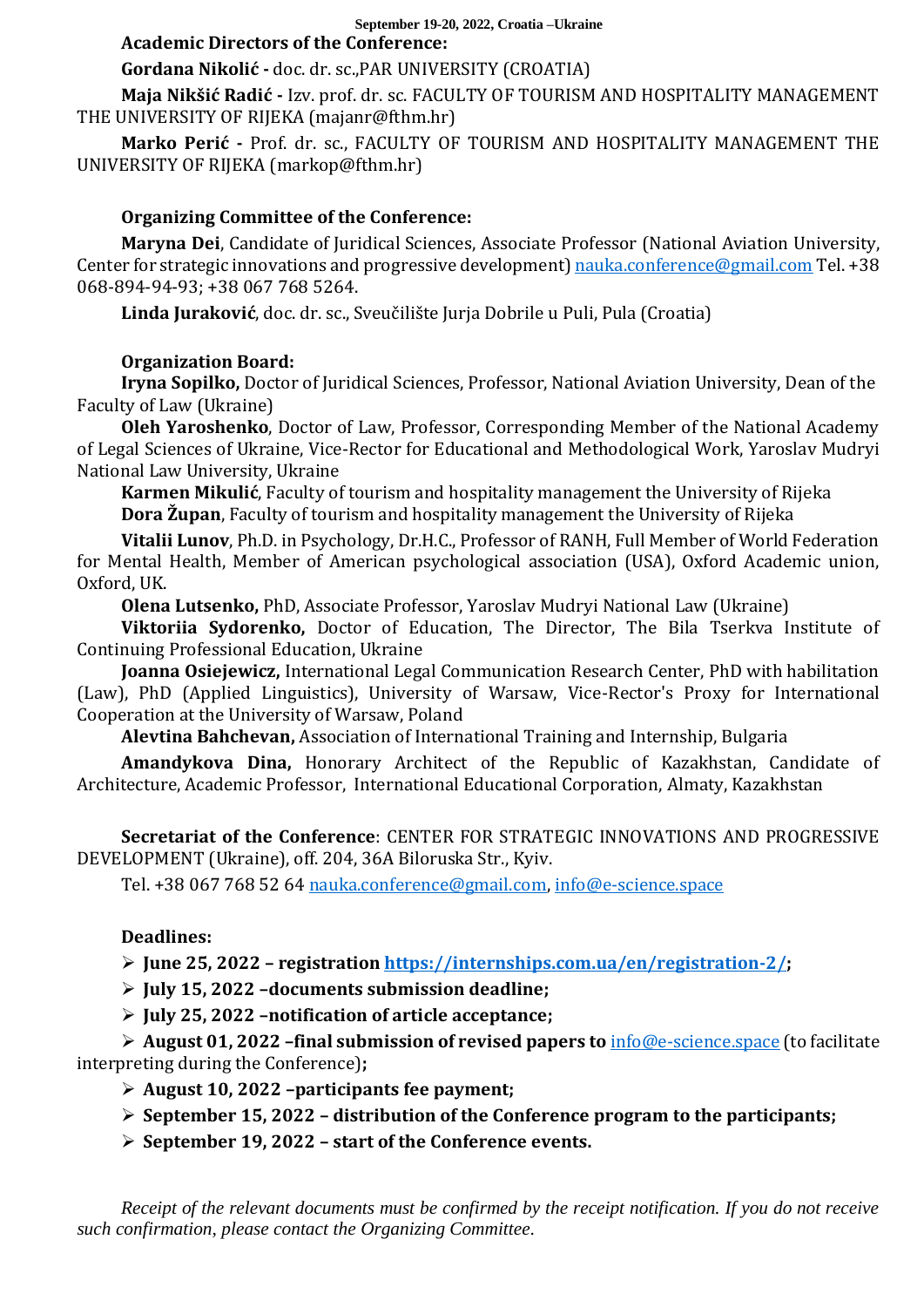**Academic Directors of the Conference:**

**Gordana Nikolić -** doc. dr. sc.,PAR UNIVERSITY (CROATIA)

**Maja Nikšić Radić -** Izv. prof. dr. sc. FACULTY OF TOURISM AND HOSPITALITY MANAGEMENT THE UNIVERSITY OF RIJEKA (majanr@fthm.hr)

**Marko Perić -** Prof. dr. sc., FACULTY OF TOURISM AND HOSPITALITY MANAGEMENT THE UNIVERSITY OF RIJEKA (markop@fthm.hr)

**Organizing Committee of the Conference:**

**Maryna Dei**, Candidate of Juridical Sciences, Associate Professor (National Aviation University, Center for strategic innovations and progressive development) nauka.conference@gmail.com Tel. +38 068-894-94-93; +38 067 768 5264.

**Linda Juraković**, doc. dr. sc., Sveučilište Jurja Dobrile u Puli, Pula (Croatia)

**Organization Board:**

**Iryna Sopilko,** Doctor of Juridical Sciences, Professor, National Aviation University, Dean of the Faculty of Law (Ukraine)

**Oleh Yaroshenko**, Doctor of Law, Professor, Corresponding Member of the National Academy of Legal Sciences of Ukraine, Vice-Rector for Educational and Methodological Work, Yaroslav Mudryi National Law University, Ukraine

**Karmen Mikulić**, Faculty of tourism and hospitality management the University of Rijeka

**Dora Župan**, Faculty of tourism and hospitality management the University of Rijeka

**Vitalii Lunov**, Ph.D. in Psychology, Dr.H.C., Professor of RANH, Full Member of World Federation for Mental Health, Member of American psychological association (USA), Oxford Academic union, Oxford, UK.

**Olena Lutsenko,** PhD, Associate Professor, Yaroslav Mudryi National Law (Ukraine)

**Viktoriia Sydorenko,** Doctor of Education, The Director, The Bila Tserkva Institute of Continuing Professional Education, Ukraine

**Joanna Osiejewicz,** International Legal Communication Research Center, PhD with habilitation (Law), PhD (Applied Linguistics), University of Warsaw, Vice-Rector's Proxy for International Cooperation at the University of Warsaw, Poland

**Alevtina Bahchevan,** Association of International Training and Internship, Bulgaria

**Amandykova Dina,** Honorary Architect of the Republic of Kazakhstan, Candidate of Architecture, Academic Professor, International Educational Corporation, Almaty, Kazakhstan

**Secretariat of the Conference**: CENTER FOR STRATEGIC INNOVATIONS AND PROGRESSIVE DEVELOPMENT (Ukraine), off. 204, 36A Biloruska Str., Kyiv.

Tel. +38 067 768 52 64 nauka.conference@gmail.com, info@e-science.space

**Deadlines:**

- **June 25, 2022 – registration https://internships.com.ua/en/registration-2/;**
- **July 15, 2022 –documents submission deadline;**
- **July 25, 2022 –notification of article acceptance;**
- **August 01, 2022 –final submission of revised papers to** info@e-science.space (to facilitate interpreting during the Conference)**;**
- **August 10, 2022 –participants fee payment;**
- **September 15, 2022 – distribution of the Conference program to the participants;**
- **September 19, 2022 – start of the Conference events.**

*Receipt of the relevant documents must be confirmed by the receipt notification. If you do not receive such confirmation, please contact the Organizing Committee.*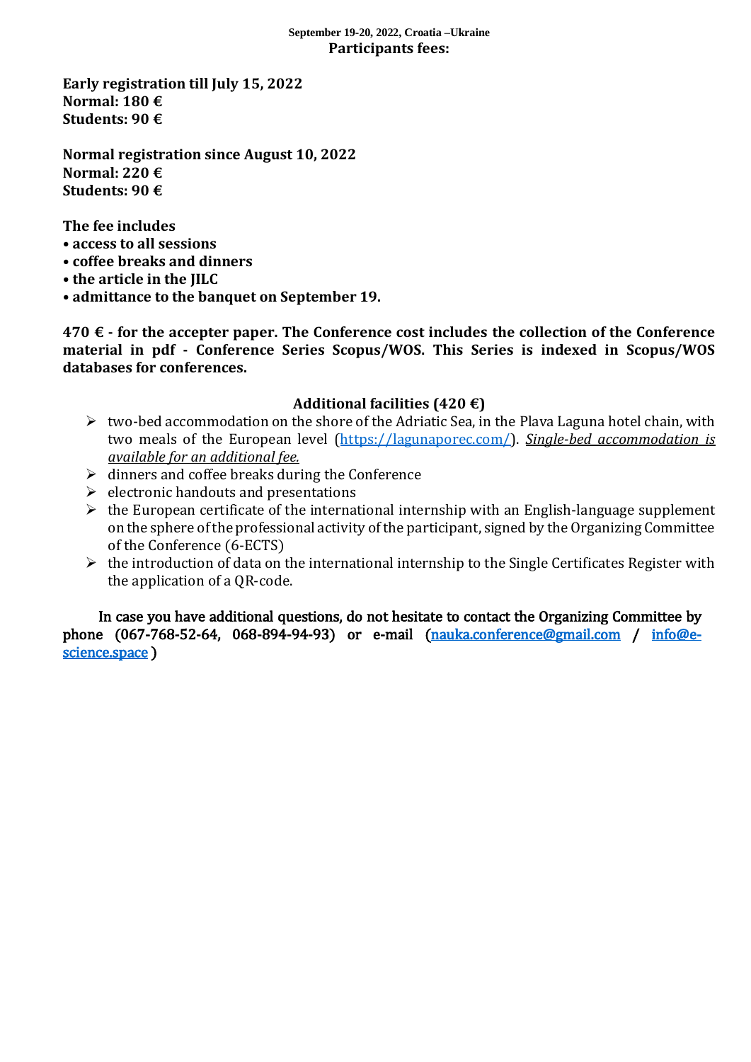**September 19-20, 2022, Croatia –Ukraine**

**Participants fees:**

**Early registration till July 15, 2022**
**Normal: 180 €**
**Students: 90 €**

**Normal registration since August 10, 2022**
**Normal: 220 €**
**Students: 90 €**

**The fee includes**

- **access to all sessions**
- **coffee breaks and dinners**
- **the article in the JILC**
- **admittance to the banquet on September 19.**

**470 € - for the accepter paper. The Conference cost includes the collection of the Conference material in pdf - Conference Series Scopus/WOS. This Series is indexed in Scopus/WOS databases for conferences.**

**Additional facilities (420 €)**

- two-bed accommodation on the shore of the Adriatic Sea, in the Plava Laguna hotel chain, with two meals of the European level (https://lagunaporec.com/). *Single-bed accommodation is available for an additional fee.*
- dinners and coffee breaks during the Conference
- electronic handouts and presentations
- the European certificate of the international internship with an English-language supplement on the sphere of the professional activity of the participant, signed by the Organizing Committee of the Conference (6-ECTS)
- the introduction of data on the international internship to the Single Certificates Register with the application of a QR-code.

In case you have additional questions, do not hesitate to contact the Organizing Committee by phone (067-768-52-64, 068-894-94-93) or e-mail (nauka.conference@gmail.com / info@e-science.space )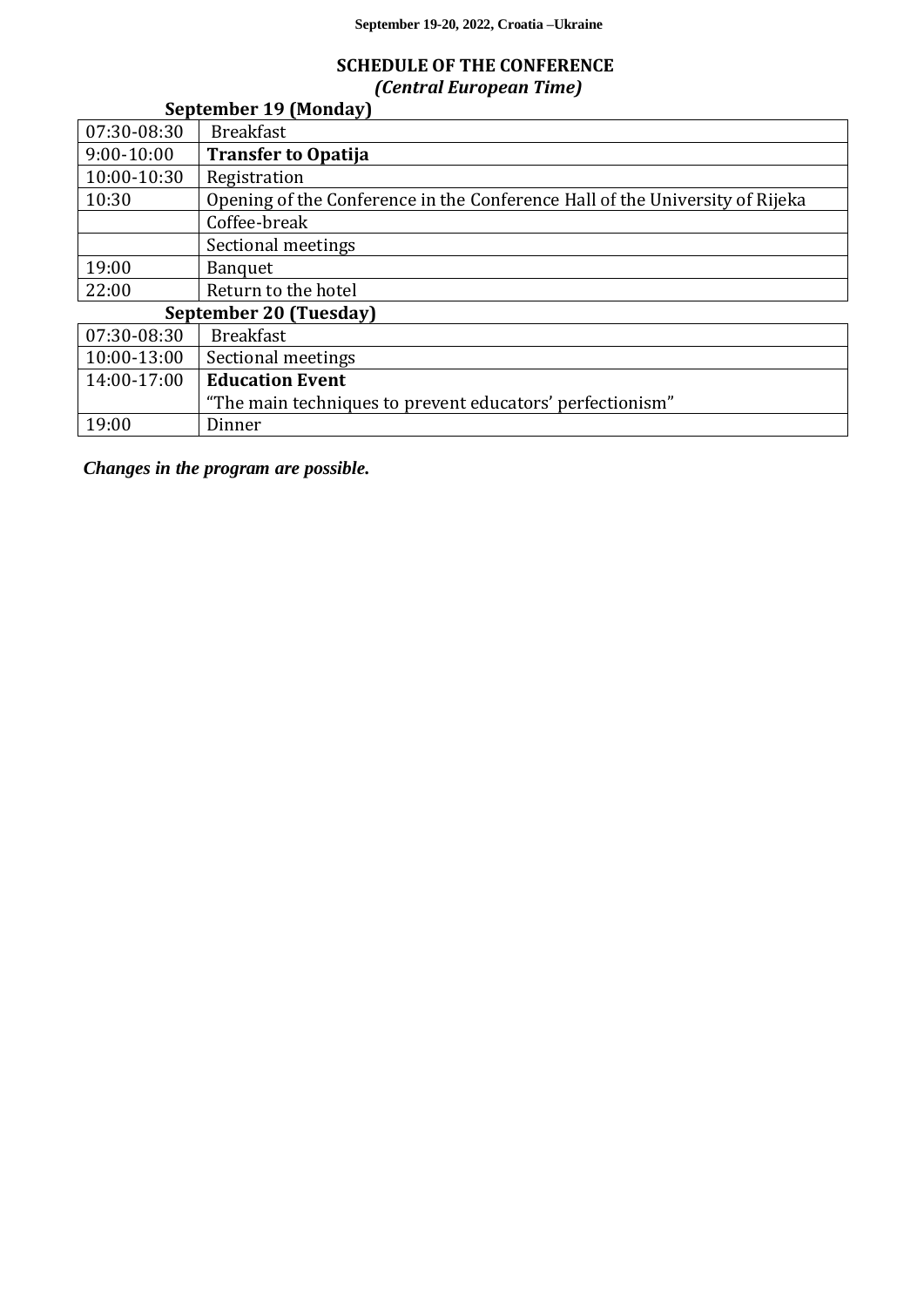**SCHEDULE OF THE CONFERENCE**

***(Central European Time)***

**September 19 (Monday)**

| | |
|---|---|
| 07:30-08:30 | Breakfast |
| 9:00-10:00 | **Transfer to Opatija** |
| 10:00-10:30 | Registration |
| 10:30 | Opening of the Conference in the Conference Hall of the University of Rijeka |
| | Coffee-break |
| | Sectional meetings |
| 19:00 | Banquet |
| 22:00 | Return to the hotel |

**September 20 (Tuesday)**

| | |
|---|---|
| 07:30-08:30 | Breakfast |
| 10:00-13:00 | Sectional meetings |
| 14:00-17:00 | **Education Event** “The main techniques to prevent educators’ perfectionism” |
| 19:00 | Dinner |

***Changes in the program are possible.***